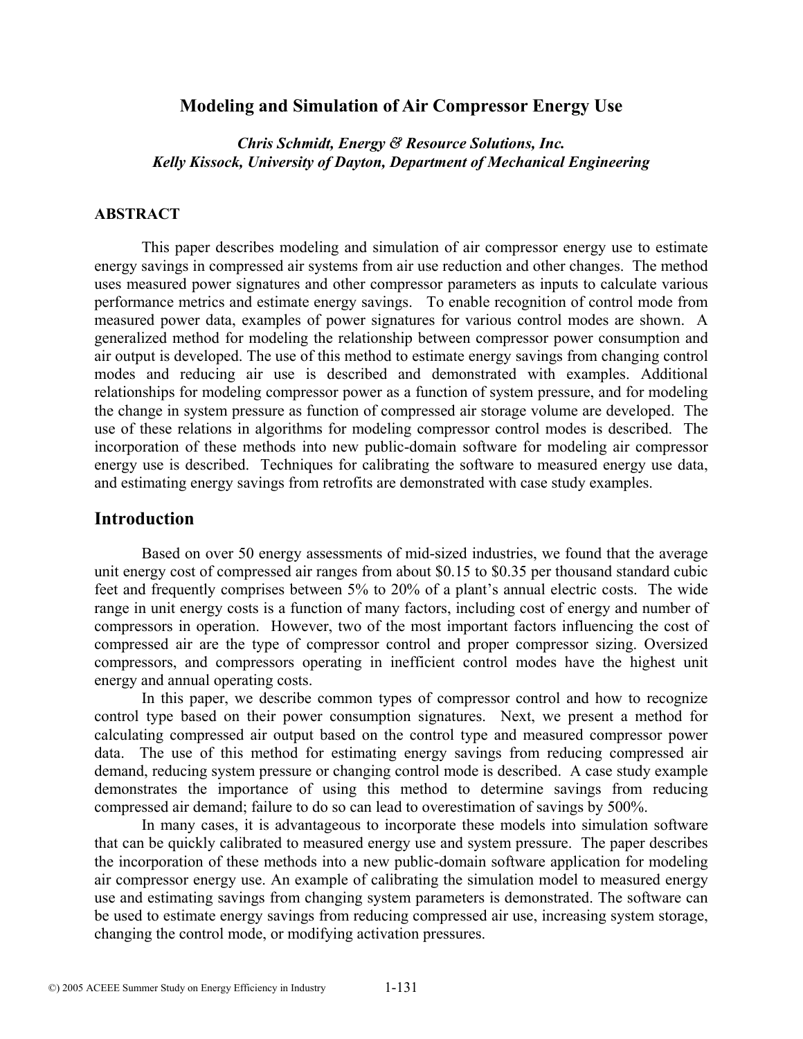# Modeling and Simulation of Air Compressor Energy Use

*Chris Schmidt, Energy & Resource Solutions, Inc.*
*Kelly Kissock, University of Dayton, Department of Mechanical Engineering*

### ABSTRACT

This paper describes modeling and simulation of air compressor energy use to estimate energy savings in compressed air systems from air use reduction and other changes. The method uses measured power signatures and other compressor parameters as inputs to calculate various performance metrics and estimate energy savings. To enable recognition of control mode from measured power data, examples of power signatures for various control modes are shown. A generalized method for modeling the relationship between compressor power consumption and air output is developed. The use of this method to estimate energy savings from changing control modes and reducing air use is described and demonstrated with examples. Additional relationships for modeling compressor power as a function of system pressure, and for modeling the change in system pressure as function of compressed air storage volume are developed. The use of these relations in algorithms for modeling compressor control modes is described. The incorporation of these methods into new public-domain software for modeling air compressor energy use is described. Techniques for calibrating the software to measured energy use data, and estimating energy savings from retrofits are demonstrated with case study examples.

## Introduction

Based on over 50 energy assessments of mid-sized industries, we found that the average unit energy cost of compressed air ranges from about $0.15 to $0.35 per thousand standard cubic feet and frequently comprises between 5% to 20% of a plant's annual electric costs. The wide range in unit energy costs is a function of many factors, including cost of energy and number of compressors in operation. However, two of the most important factors influencing the cost of compressed air are the type of compressor control and proper compressor sizing. Oversized compressors, and compressors operating in inefficient control modes have the highest unit energy and annual operating costs.

In this paper, we describe common types of compressor control and how to recognize control type based on their power consumption signatures. Next, we present a method for calculating compressed air output based on the control type and measured compressor power data. The use of this method for estimating energy savings from reducing compressed air demand, reducing system pressure or changing control mode is described. A case study example demonstrates the importance of using this method to determine savings from reducing compressed air demand; failure to do so can lead to overestimation of savings by 500%.

In many cases, it is advantageous to incorporate these models into simulation software that can be quickly calibrated to measured energy use and system pressure. The paper describes the incorporation of these methods into a new public-domain software application for modeling air compressor energy use. An example of calibrating the simulation model to measured energy use and estimating savings from changing system parameters is demonstrated. The software can be used to estimate energy savings from reducing compressed air use, increasing system storage, changing the control mode, or modifying activation pressures.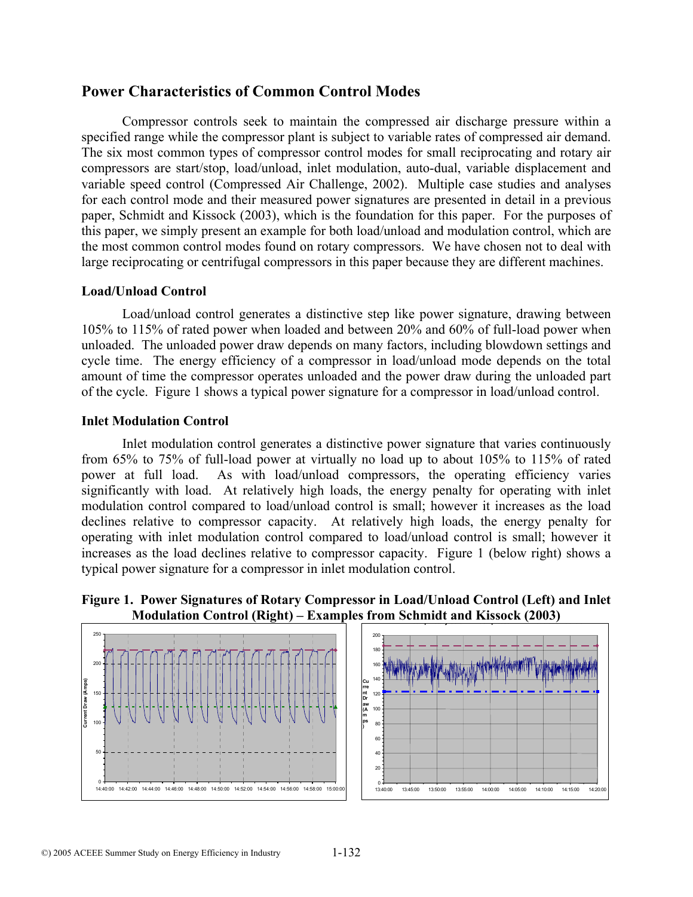## Power Characteristics of Common Control Modes

Compressor controls seek to maintain the compressed air discharge pressure within a specified range while the compressor plant is subject to variable rates of compressed air demand. The six most common types of compressor control modes for small reciprocating and rotary air compressors are start/stop, load/unload, inlet modulation, auto-dual, variable displacement and variable speed control (Compressed Air Challenge, 2002). Multiple case studies and analyses for each control mode and their measured power signatures are presented in detail in a previous paper, Schmidt and Kissock (2003), which is the foundation for this paper. For the purposes of this paper, we simply present an example for both load/unload and modulation control, which are the most common control modes found on rotary compressors. We have chosen not to deal with large reciprocating or centrifugal compressors in this paper because they are different machines.

### Load/Unload Control

Load/unload control generates a distinctive step like power signature, drawing between 105% to 115% of rated power when loaded and between 20% and 60% of full-load power when unloaded. The unloaded power draw depends on many factors, including blowdown settings and cycle time. The energy efficiency of a compressor in load/unload mode depends on the total amount of time the compressor operates unloaded and the power draw during the unloaded part of the cycle. Figure 1 shows a typical power signature for a compressor in load/unload control.

### Inlet Modulation Control

Inlet modulation control generates a distinctive power signature that varies continuously from 65% to 75% of full-load power at virtually no load up to about 105% to 115% of rated power at full load. As with load/unload compressors, the operating efficiency varies significantly with load. At relatively high loads, the energy penalty for operating with inlet modulation control compared to load/unload control is small; however it increases as the load declines relative to compressor capacity. At relatively high loads, the energy penalty for operating with inlet modulation control compared to load/unload control is small; however it increases as the load declines relative to compressor capacity. Figure 1 (below right) shows a typical power signature for a compressor in inlet modulation control.

**Figure 1. Power Signatures of Rotary Compressor in Load/Unload Control (Left) and Inlet Modulation Control (Right) – Examples from Schmidt and Kissock (2003)**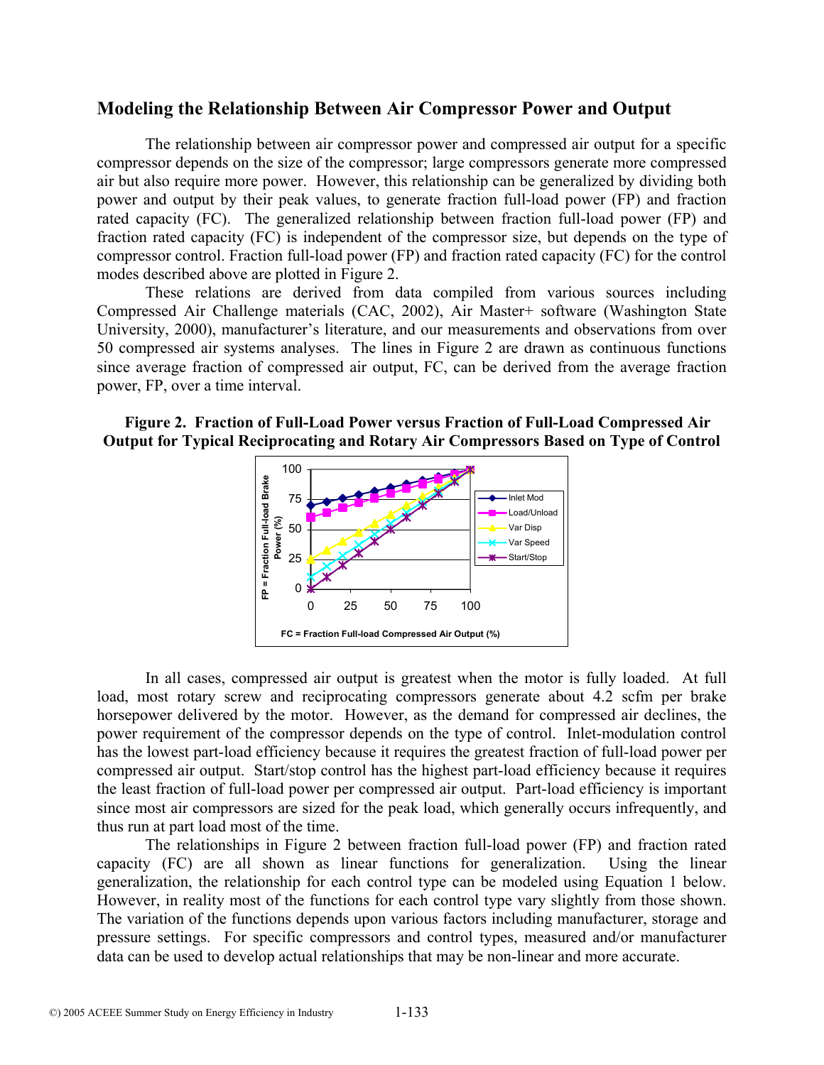## Modeling the Relationship Between Air Compressor Power and Output

The relationship between air compressor power and compressed air output for a specific compressor depends on the size of the compressor; large compressors generate more compressed air but also require more power. However, this relationship can be generalized by dividing both power and output by their peak values, to generate fraction full-load power (FP) and fraction rated capacity (FC). The generalized relationship between fraction full-load power (FP) and fraction rated capacity (FC) is independent of the compressor size, but depends on the type of compressor control. Fraction full-load power (FP) and fraction rated capacity (FC) for the control modes described above are plotted in Figure 2.

These relations are derived from data compiled from various sources including Compressed Air Challenge materials (CAC, 2002), Air Master+ software (Washington State University, 2000), manufacturer's literature, and our measurements and observations from over 50 compressed air systems analyses. The lines in Figure 2 are drawn as continuous functions since average fraction of compressed air output, FC, can be derived from the average fraction power, FP, over a time interval.

**Figure 2. Fraction of Full-Load Power versus Fraction of Full-Load Compressed Air Output for Typical Reciprocating and Rotary Air Compressors Based on Type of Control**

In all cases, compressed air output is greatest when the motor is fully loaded. At full load, most rotary screw and reciprocating compressors generate about 4.2 scfm per brake horsepower delivered by the motor. However, as the demand for compressed air declines, the power requirement of the compressor depends on the type of control. Inlet-modulation control has the lowest part-load efficiency because it requires the greatest fraction of full-load power per compressed air output. Start/stop control has the highest part-load efficiency because it requires the least fraction of full-load power per compressed air output. Part-load efficiency is important since most air compressors are sized for the peak load, which generally occurs infrequently, and thus run at part load most of the time.

The relationships in Figure 2 between fraction full-load power (FP) and fraction rated capacity (FC) are all shown as linear functions for generalization. Using the linear generalization, the relationship for each control type can be modeled using Equation 1 below. However, in reality most of the functions for each control type vary slightly from those shown. The variation of the functions depends upon various factors including manufacturer, storage and pressure settings. For specific compressors and control types, measured and/or manufacturer data can be used to develop actual relationships that may be non-linear and more accurate.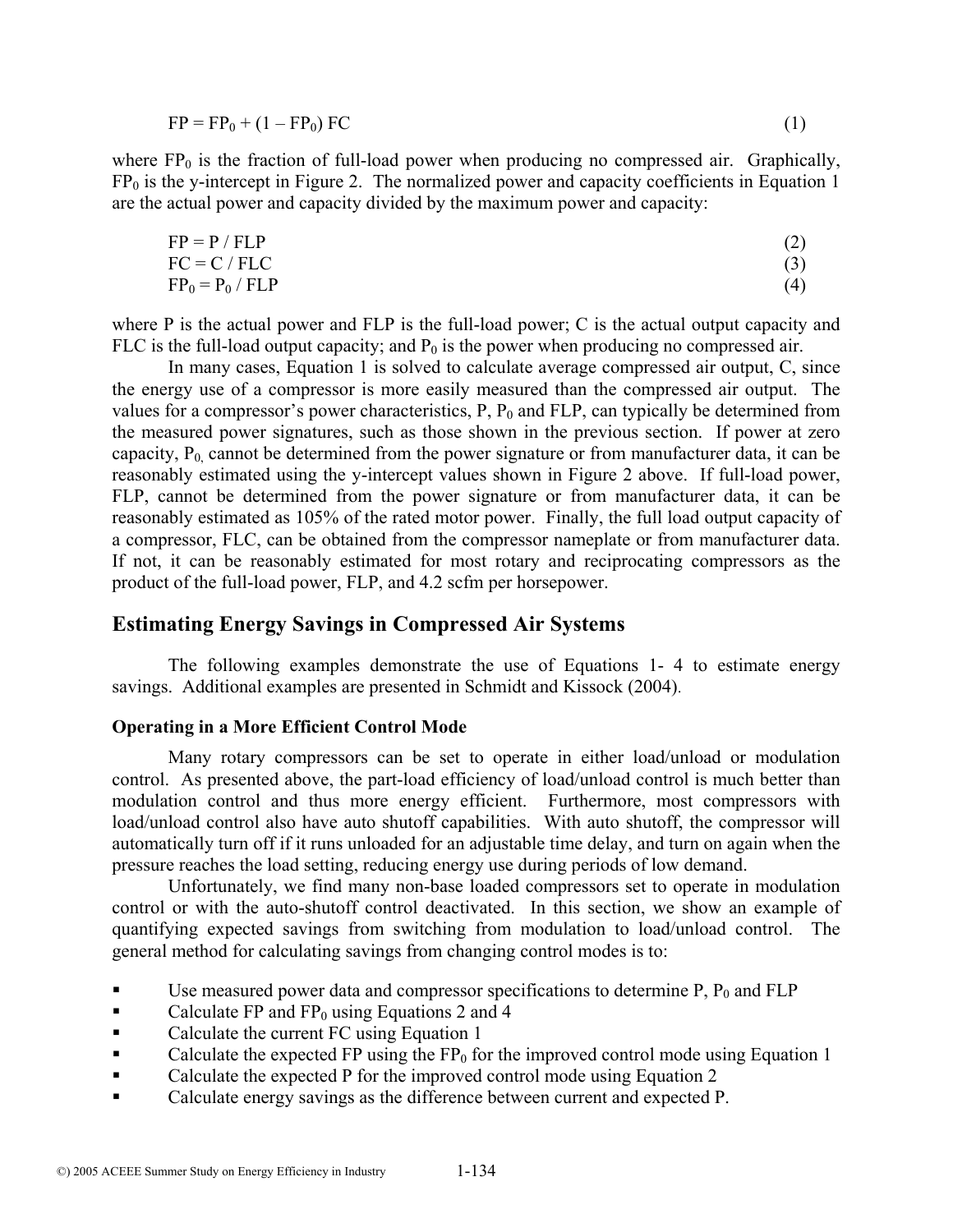$$FP = FP_0 + (1 - FP_0)\ FC \qquad (1)$$

where $FP_0$ is the fraction of full-load power when producing no compressed air. Graphically, $FP_0$ is the y-intercept in Figure 2. The normalized power and capacity coefficients in Equation 1 are the actual power and capacity divided by the maximum power and capacity:

$$FP = P / FLP \qquad (2)$$

$$FC = C / FLC \qquad (3)$$

$$FP_0 = P_0 / FLP \qquad (4)$$

where P is the actual power and FLP is the full-load power; C is the actual output capacity and FLC is the full-load output capacity; and $P_0$ is the power when producing no compressed air.

In many cases, Equation 1 is solved to calculate average compressed air output, C, since the energy use of a compressor is more easily measured than the compressed air output. The values for a compressor's power characteristics, P, $P_0$ and FLP, can typically be determined from the measured power signatures, such as those shown in the previous section. If power at zero capacity, $P_0$, cannot be determined from the power signature or from manufacturer data, it can be reasonably estimated using the y-intercept values shown in Figure 2 above. If full-load power, FLP, cannot be determined from the power signature or from manufacturer data, it can be reasonably estimated as 105% of the rated motor power. Finally, the full load output capacity of a compressor, FLC, can be obtained from the compressor nameplate or from manufacturer data. If not, it can be reasonably estimated for most rotary and reciprocating compressors as the product of the full-load power, FLP, and 4.2 scfm per horsepower.

## Estimating Energy Savings in Compressed Air Systems

The following examples demonstrate the use of Equations 1- 4 to estimate energy savings. Additional examples are presented in Schmidt and Kissock (2004).

### Operating in a More Efficient Control Mode

Many rotary compressors can be set to operate in either load/unload or modulation control. As presented above, the part-load efficiency of load/unload control is much better than modulation control and thus more energy efficient. Furthermore, most compressors with load/unload control also have auto shutoff capabilities. With auto shutoff, the compressor will automatically turn off if it runs unloaded for an adjustable time delay, and turn on again when the pressure reaches the load setting, reducing energy use during periods of low demand.

Unfortunately, we find many non-base loaded compressors set to operate in modulation control or with the auto-shutoff control deactivated. In this section, we show an example of quantifying expected savings from switching from modulation to load/unload control. The general method for calculating savings from changing control modes is to:

- Use measured power data and compressor specifications to determine P, $P_0$ and FLP
- Calculate FP and $FP_0$ using Equations 2 and 4
- Calculate the current FC using Equation 1
- Calculate the expected FP using the $FP_0$ for the improved control mode using Equation 1
- Calculate the expected P for the improved control mode using Equation 2
- Calculate energy savings as the difference between current and expected P.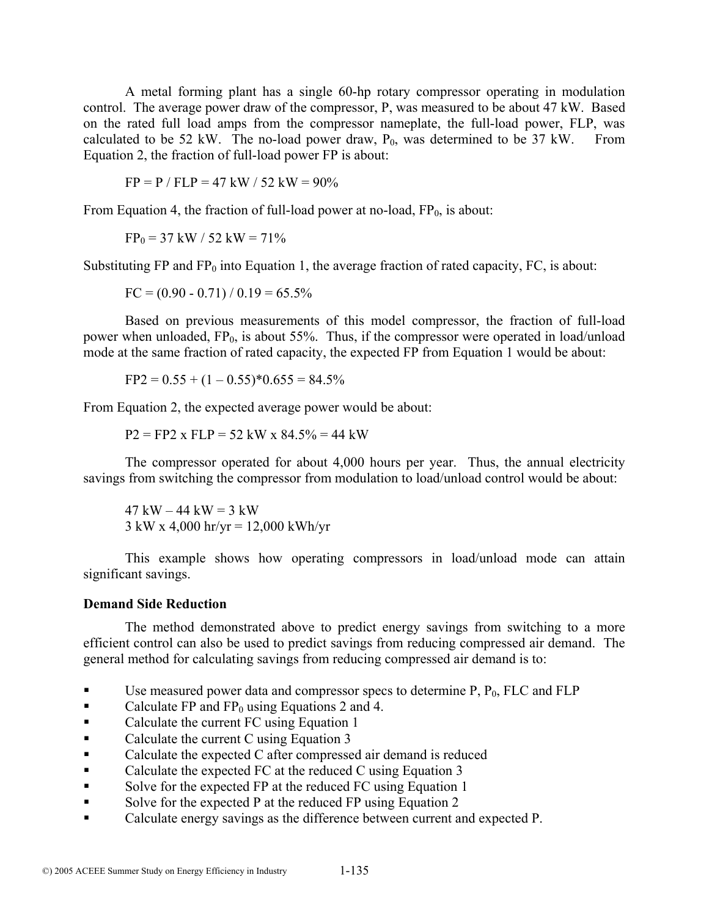A metal forming plant has a single 60-hp rotary compressor operating in modulation control. The average power draw of the compressor, P, was measured to be about 47 kW. Based on the rated full load amps from the compressor nameplate, the full-load power, FLP, was calculated to be 52 kW. The no-load power draw, $P_0$, was determined to be 37 kW. From Equation 2, the fraction of full-load power FP is about:

$$FP = P / FLP = 47 \text{ kW} / 52 \text{ kW} = 90\%$$

From Equation 4, the fraction of full-load power at no-load, $FP_0$, is about:

$$FP_0 = 37 \text{ kW} / 52 \text{ kW} = 71\%$$

Substituting FP and $FP_0$ into Equation 1, the average fraction of rated capacity, FC, is about:

$$FC = (0.90 - 0.71) / 0.19 = 65.5\%$$

Based on previous measurements of this model compressor, the fraction of full-load power when unloaded, $FP_0$, is about 55%. Thus, if the compressor were operated in load/unload mode at the same fraction of rated capacity, the expected FP from Equation 1 would be about:

$$FP2 = 0.55 + (1 - 0.55) * 0.655 = 84.5\%$$

From Equation 2, the expected average power would be about:

$$P2 = FP2 \times FLP = 52 \text{ kW} \times 84.5\% = 44 \text{ kW}$$

The compressor operated for about 4,000 hours per year. Thus, the annual electricity savings from switching the compressor from modulation to load/unload control would be about:

$$47 \text{ kW} - 44 \text{ kW} = 3 \text{ kW}$$
$$3 \text{ kW} \times 4{,}000 \text{ hr/yr} = 12{,}000 \text{ kWh/yr}$$

This example shows how operating compressors in load/unload mode can attain significant savings.

**Demand Side Reduction**

The method demonstrated above to predict energy savings from switching to a more efficient control can also be used to predict savings from reducing compressed air demand. The general method for calculating savings from reducing compressed air demand is to:

- Use measured power data and compressor specs to determine P, $P_0$, FLC and FLP
- Calculate FP and $FP_0$ using Equations 2 and 4.
- Calculate the current FC using Equation 1
- Calculate the current C using Equation 3
- Calculate the expected C after compressed air demand is reduced
- Calculate the expected FC at the reduced C using Equation 3
- Solve for the expected FP at the reduced FC using Equation 1
- Solve for the expected P at the reduced FP using Equation 2
- Calculate energy savings as the difference between current and expected P.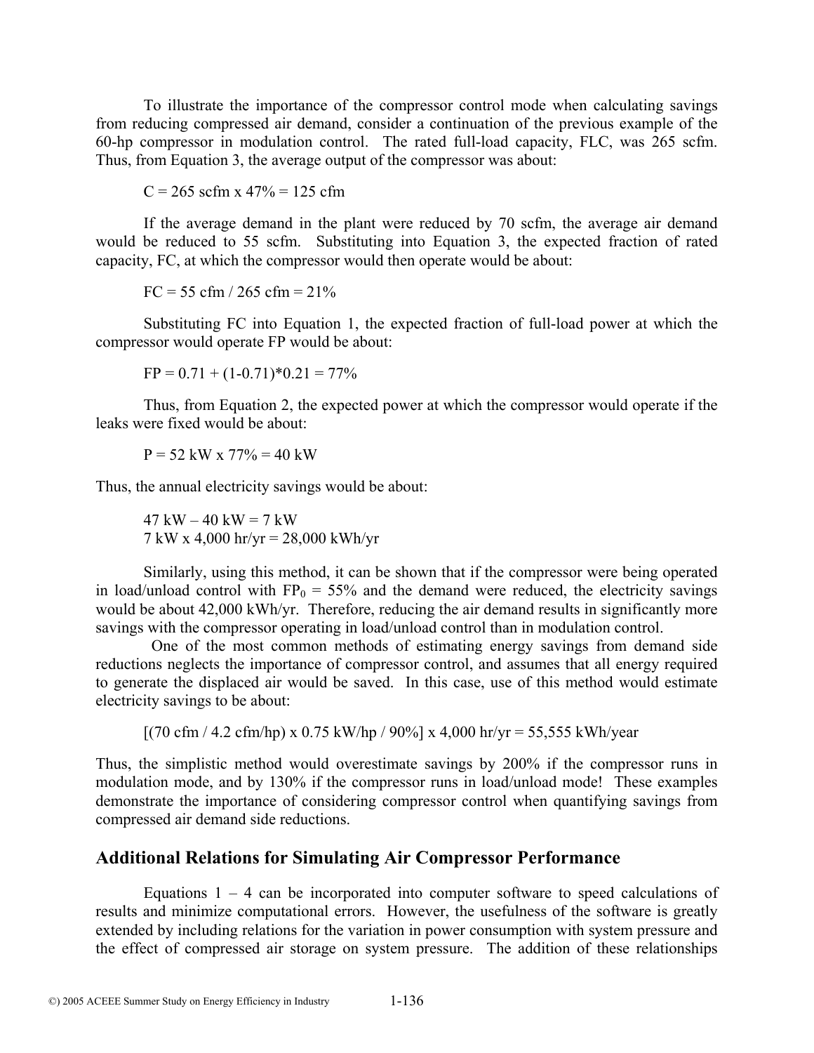To illustrate the importance of the compressor control mode when calculating savings from reducing compressed air demand, consider a continuation of the previous example of the 60-hp compressor in modulation control. The rated full-load capacity, FLC, was 265 scfm. Thus, from Equation 3, the average output of the compressor was about:

$$C = 265 \text{ scfm} \times 47\% = 125 \text{ cfm}$$

If the average demand in the plant were reduced by 70 scfm, the average air demand would be reduced to 55 scfm. Substituting into Equation 3, the expected fraction of rated capacity, FC, at which the compressor would then operate would be about:

$$FC = 55 \text{ cfm} / 265 \text{ cfm} = 21\%$$

Substituting FC into Equation 1, the expected fraction of full-load power at which the compressor would operate FP would be about:

$$FP = 0.71 + (1\text{-}0.71)*0.21 = 77\%$$

Thus, from Equation 2, the expected power at which the compressor would operate if the leaks were fixed would be about:

$$P = 52 \text{ kW} \times 77\% = 40 \text{ kW}$$

Thus, the annual electricity savings would be about:

$$47 \text{ kW} - 40 \text{ kW} = 7 \text{ kW}$$
$$7 \text{ kW} \times 4{,}000 \text{ hr/yr} = 28{,}000 \text{ kWh/yr}$$

Similarly, using this method, it can be shown that if the compressor were being operated in load/unload control with $FP_0 = 55\%$ and the demand were reduced, the electricity savings would be about 42,000 kWh/yr. Therefore, reducing the air demand results in significantly more savings with the compressor operating in load/unload control than in modulation control.

One of the most common methods of estimating energy savings from demand side reductions neglects the importance of compressor control, and assumes that all energy required to generate the displaced air would be saved. In this case, use of this method would estimate electricity savings to be about:

$$[(70 \text{ cfm} / 4.2 \text{ cfm/hp}) \times 0.75 \text{ kW/hp} / 90\%] \times 4{,}000 \text{ hr/yr} = 55{,}555 \text{ kWh/year}$$

Thus, the simplistic method would overestimate savings by 200% if the compressor runs in modulation mode, and by 130% if the compressor runs in load/unload mode! These examples demonstrate the importance of considering compressor control when quantifying savings from compressed air demand side reductions.

## Additional Relations for Simulating Air Compressor Performance

Equations 1 – 4 can be incorporated into computer software to speed calculations of results and minimize computational errors. However, the usefulness of the software is greatly extended by including relations for the variation in power consumption with system pressure and the effect of compressed air storage on system pressure. The addition of these relationships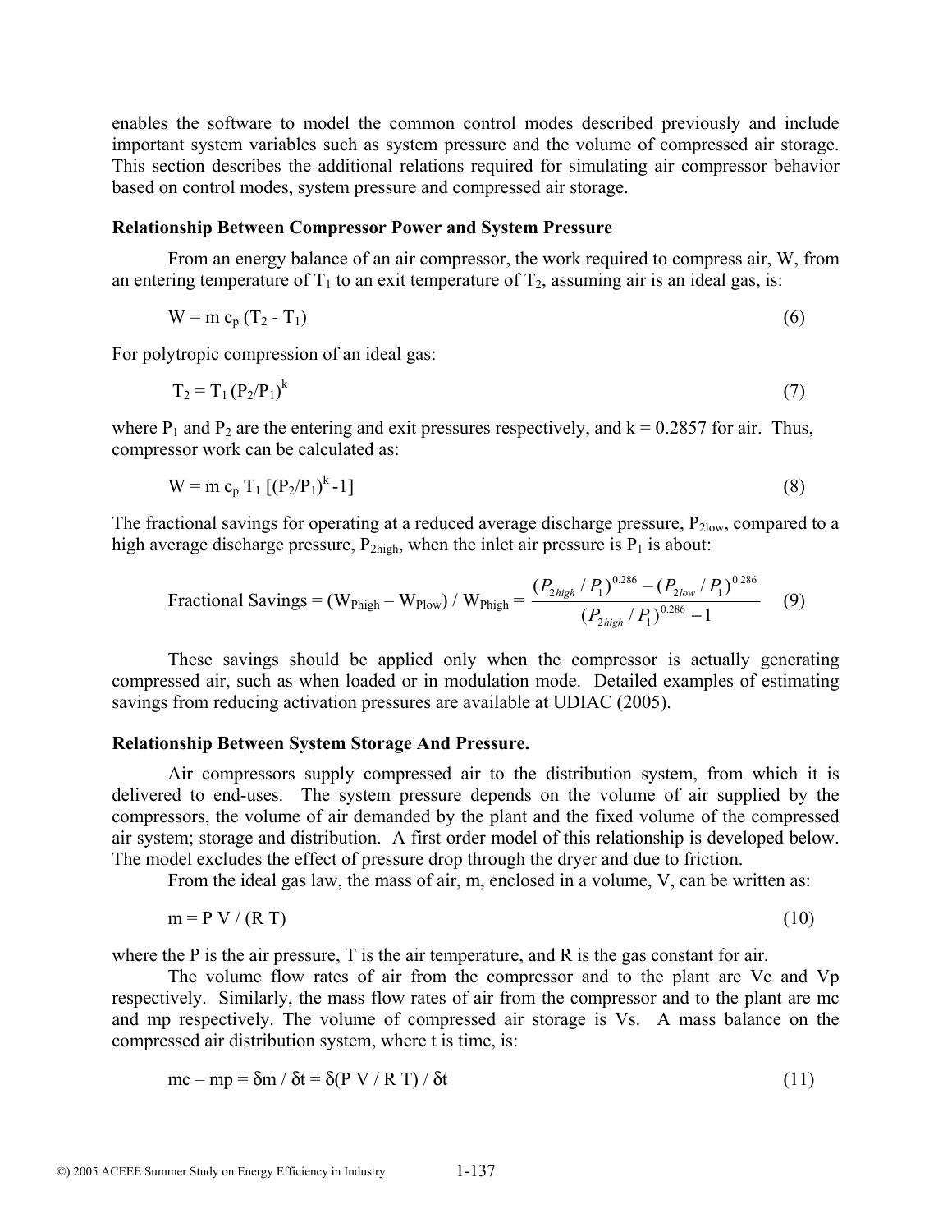enables the software to model the common control modes described previously and include important system variables such as system pressure and the volume of compressed air storage. This section describes the additional relations required for simulating air compressor behavior based on control modes, system pressure and compressed air storage.

**Relationship Between Compressor Power and System Pressure**

From an energy balance of an air compressor, the work required to compress air, W, from an entering temperature of $T_1$ to an exit temperature of $T_2$, assuming air is an ideal gas, is:

$$W = m\, c_p\, (T_2 - T_1) \tag{6}$$

For polytropic compression of an ideal gas:

$$T_2 = T_1\, (P_2/P_1)^k \tag{7}$$

where $P_1$ and $P_2$ are the entering and exit pressures respectively, and k = 0.2857 for air. Thus, compressor work can be calculated as:

$$W = m\, c_p\, T_1\, [(P_2/P_1)^k - 1] \tag{8}$$

The fractional savings for operating at a reduced average discharge pressure, $P_{2low}$, compared to a high average discharge pressure, $P_{2high}$, when the inlet air pressure is $P_1$ is about:

$$\text{Fractional Savings} = (W_{Phigh} - W_{Plow}) / W_{Phigh} = \frac{(P_{2high}/P_1)^{0.286} - (P_{2low}/P_1)^{0.286}}{(P_{2high}/P_1)^{0.286} - 1} \tag{9}$$

These savings should be applied only when the compressor is actually generating compressed air, such as when loaded or in modulation mode. Detailed examples of estimating savings from reducing activation pressures are available at UDIAC (2005).

**Relationship Between System Storage And Pressure.**

Air compressors supply compressed air to the distribution system, from which it is delivered to end-uses. The system pressure depends on the volume of air supplied by the compressors, the volume of air demanded by the plant and the fixed volume of the compressed air system; storage and distribution. A first order model of this relationship is developed below. The model excludes the effect of pressure drop through the dryer and due to friction.

From the ideal gas law, the mass of air, m, enclosed in a volume, V, can be written as:

$$m = P\, V / (R\, T) \tag{10}$$

where the P is the air pressure, T is the air temperature, and R is the gas constant for air.

The volume flow rates of air from the compressor and to the plant are Vc and Vp respectively. Similarly, the mass flow rates of air from the compressor and to the plant are mc and mp respectively. The volume of compressed air storage is Vs. A mass balance on the compressed air distribution system, where t is time, is:

$$mc - mp = \delta m / \delta t = \delta(P\, V / R\, T) / \delta t \tag{11}$$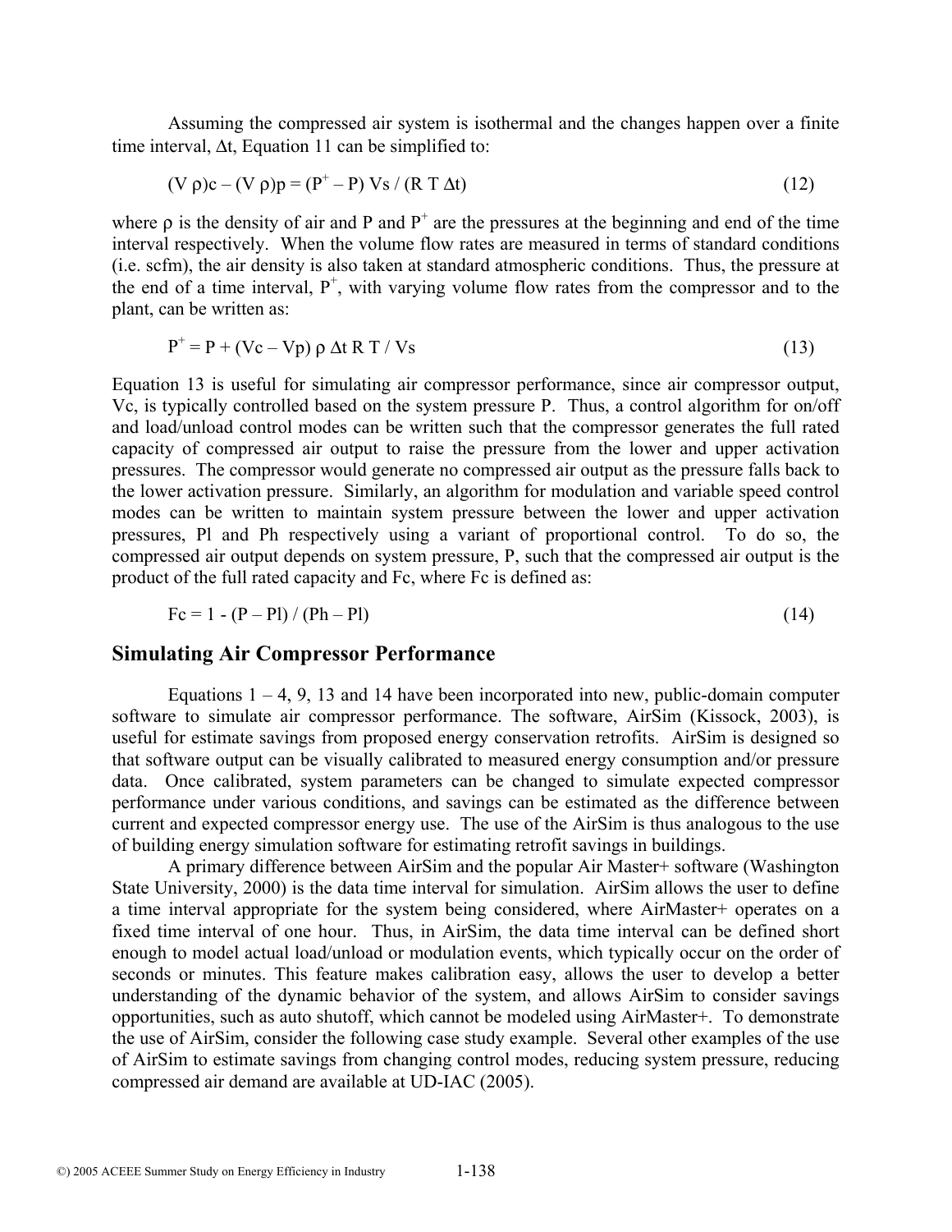Assuming the compressed air system is isothermal and the changes happen over a finite time interval, $\Delta t$, Equation 11 can be simplified to:

$$(V\,\rho)c - (V\,\rho)p = (P^{+} - P)\,Vs / (R\,T\,\Delta t) \qquad (12)$$

where $\rho$ is the density of air and P and $P^{+}$ are the pressures at the beginning and end of the time interval respectively. When the volume flow rates are measured in terms of standard conditions (i.e. scfm), the air density is also taken at standard atmospheric conditions. Thus, the pressure at the end of a time interval, $P^{+}$, with varying volume flow rates from the compressor and to the plant, can be written as:

$$P^{+} = P + (Vc - Vp)\,\rho\,\Delta t\,R\,T / Vs \qquad (13)$$

Equation 13 is useful for simulating air compressor performance, since air compressor output, Vc, is typically controlled based on the system pressure P. Thus, a control algorithm for on/off and load/unload control modes can be written such that the compressor generates the full rated capacity of compressed air output to raise the pressure from the lower and upper activation pressures. The compressor would generate no compressed air output as the pressure falls back to the lower activation pressure. Similarly, an algorithm for modulation and variable speed control modes can be written to maintain system pressure between the lower and upper activation pressures, Pl and Ph respectively using a variant of proportional control. To do so, the compressed air output depends on system pressure, P, such that the compressed air output is the product of the full rated capacity and Fc, where Fc is defined as:

$$Fc = 1 - (P - Pl) / (Ph - Pl) \qquad (14)$$

## Simulating Air Compressor Performance

Equations 1 – 4, 9, 13 and 14 have been incorporated into new, public-domain computer software to simulate air compressor performance. The software, AirSim (Kissock, 2003), is useful for estimate savings from proposed energy conservation retrofits. AirSim is designed so that software output can be visually calibrated to measured energy consumption and/or pressure data. Once calibrated, system parameters can be changed to simulate expected compressor performance under various conditions, and savings can be estimated as the difference between current and expected compressor energy use. The use of the AirSim is thus analogous to the use of building energy simulation software for estimating retrofit savings in buildings.

A primary difference between AirSim and the popular Air Master+ software (Washington State University, 2000) is the data time interval for simulation. AirSim allows the user to define a time interval appropriate for the system being considered, where AirMaster+ operates on a fixed time interval of one hour. Thus, in AirSim, the data time interval can be defined short enough to model actual load/unload or modulation events, which typically occur on the order of seconds or minutes. This feature makes calibration easy, allows the user to develop a better understanding of the dynamic behavior of the system, and allows AirSim to consider savings opportunities, such as auto shutoff, which cannot be modeled using AirMaster+. To demonstrate the use of AirSim, consider the following case study example. Several other examples of the use of AirSim to estimate savings from changing control modes, reducing system pressure, reducing compressed air demand are available at UD-IAC (2005).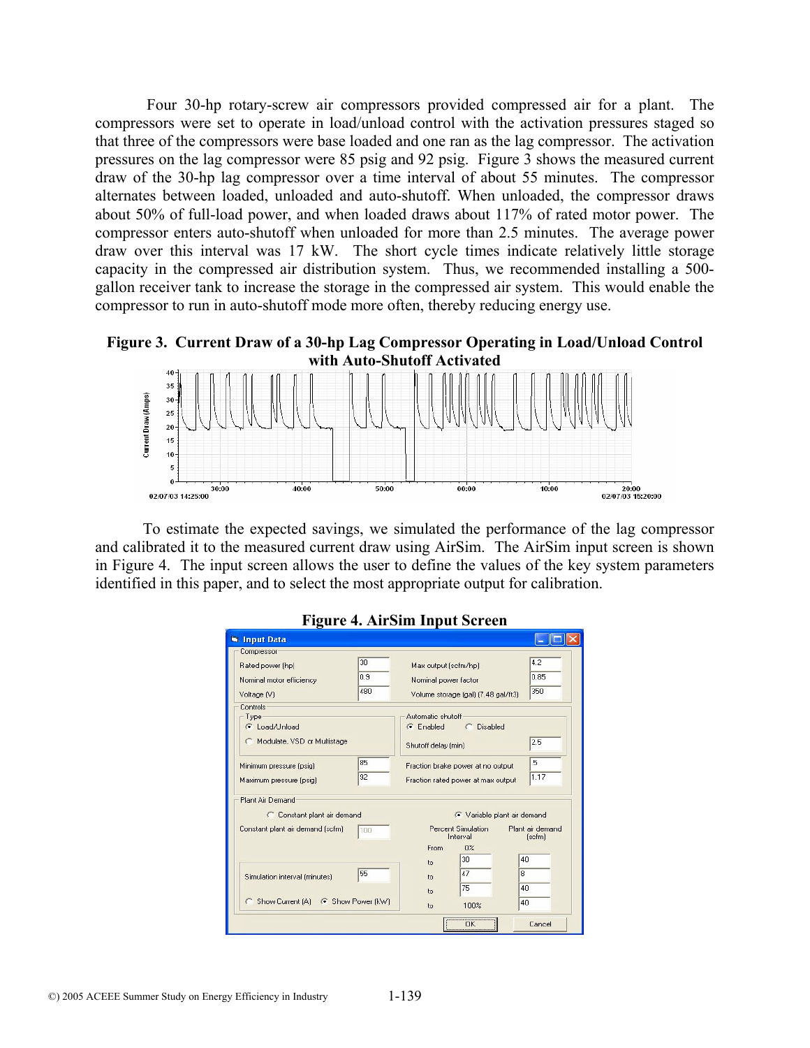Four 30-hp rotary-screw air compressors provided compressed air for a plant. The compressors were set to operate in load/unload control with the activation pressures staged so that three of the compressors were base loaded and one ran as the lag compressor. The activation pressures on the lag compressor were 85 psig and 92 psig. Figure 3 shows the measured current draw of the 30-hp lag compressor over a time interval of about 55 minutes. The compressor alternates between loaded, unloaded and auto-shutoff. When unloaded, the compressor draws about 50% of full-load power, and when loaded draws about 117% of rated motor power. The compressor enters auto-shutoff when unloaded for more than 2.5 minutes. The average power draw over this interval was 17 kW. The short cycle times indicate relatively little storage capacity in the compressed air distribution system. Thus, we recommended installing a 500-gallon receiver tank to increase the storage in the compressed air system. This would enable the compressor to run in auto-shutoff mode more often, thereby reducing energy use.

**Figure 3. Current Draw of a 30-hp Lag Compressor Operating in Load/Unload Control with Auto-Shutoff Activated**

To estimate the expected savings, we simulated the performance of the lag compressor and calibrated it to the measured current draw using AirSim. The AirSim input screen is shown in Figure 4. The input screen allows the user to define the values of the key system parameters identified in this paper, and to select the most appropriate output for calibration.

**Figure 4. AirSim Input Screen**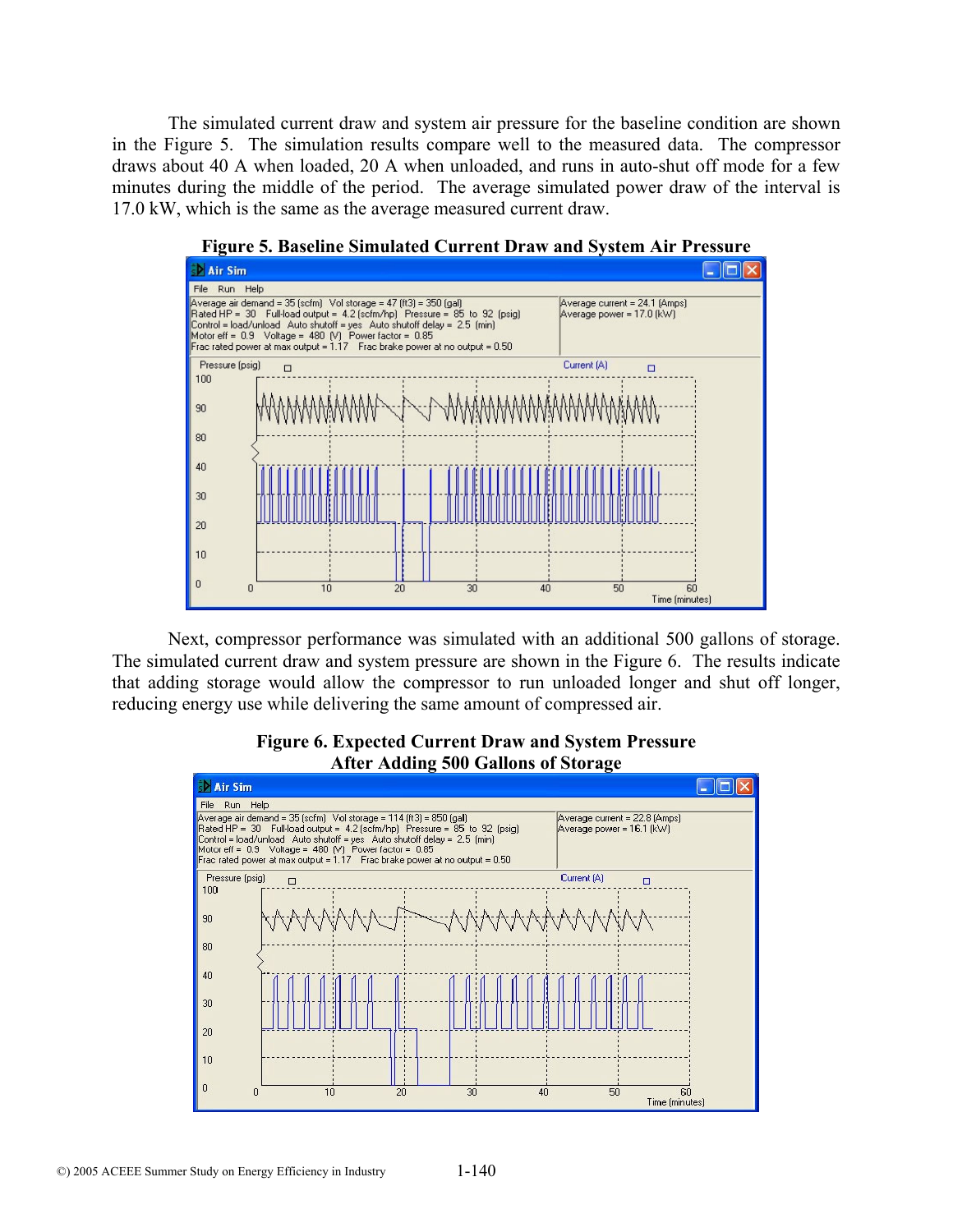The simulated current draw and system air pressure for the baseline condition are shown in the Figure 5. The simulation results compare well to the measured data. The compressor draws about 40 A when loaded, 20 A when unloaded, and runs in auto-shut off mode for a few minutes during the middle of the period. The average simulated power draw of the interval is 17.0 kW, which is the same as the average measured current draw.

**Figure 5. Baseline Simulated Current Draw and System Air Pressure**

Next, compressor performance was simulated with an additional 500 gallons of storage. The simulated current draw and system pressure are shown in the Figure 6. The results indicate that adding storage would allow the compressor to run unloaded longer and shut off longer, reducing energy use while delivering the same amount of compressed air.

**Figure 6. Expected Current Draw and System Pressure After Adding 500 Gallons of Storage**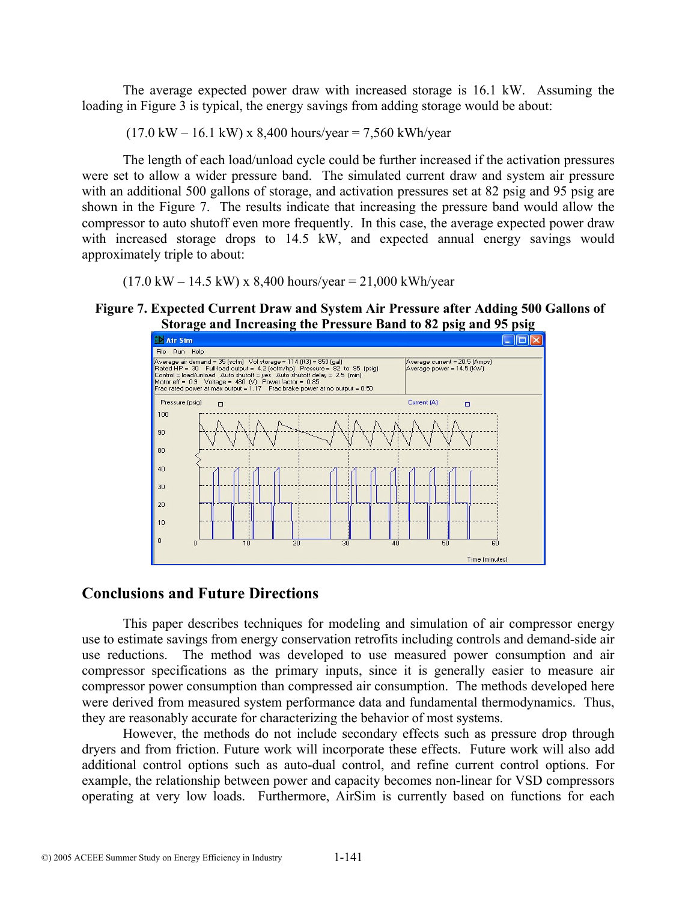The average expected power draw with increased storage is 16.1 kW. Assuming the loading in Figure 3 is typical, the energy savings from adding storage would be about:

(17.0 kW – 16.1 kW) x 8,400 hours/year = 7,560 kWh/year

The length of each load/unload cycle could be further increased if the activation pressures were set to allow a wider pressure band. The simulated current draw and system air pressure with an additional 500 gallons of storage, and activation pressures set at 82 psig and 95 psig are shown in the Figure 7. The results indicate that increasing the pressure band would allow the compressor to auto shutoff even more frequently. In this case, the average expected power draw with increased storage drops to 14.5 kW, and expected annual energy savings would approximately triple to about:

(17.0 kW – 14.5 kW) x 8,400 hours/year = 21,000 kWh/year

**Figure 7. Expected Current Draw and System Air Pressure after Adding 500 Gallons of Storage and Increasing the Pressure Band to 82 psig and 95 psig**

## Conclusions and Future Directions

This paper describes techniques for modeling and simulation of air compressor energy use to estimate savings from energy conservation retrofits including controls and demand-side air use reductions. The method was developed to use measured power consumption and air compressor specifications as the primary inputs, since it is generally easier to measure air compressor power consumption than compressed air consumption. The methods developed here were derived from measured system performance data and fundamental thermodynamics. Thus, they are reasonably accurate for characterizing the behavior of most systems.

However, the methods do not include secondary effects such as pressure drop through dryers and from friction. Future work will incorporate these effects. Future work will also add additional control options such as auto-dual control, and refine current control options. For example, the relationship between power and capacity becomes non-linear for VSD compressors operating at very low loads. Furthermore, AirSim is currently based on functions for each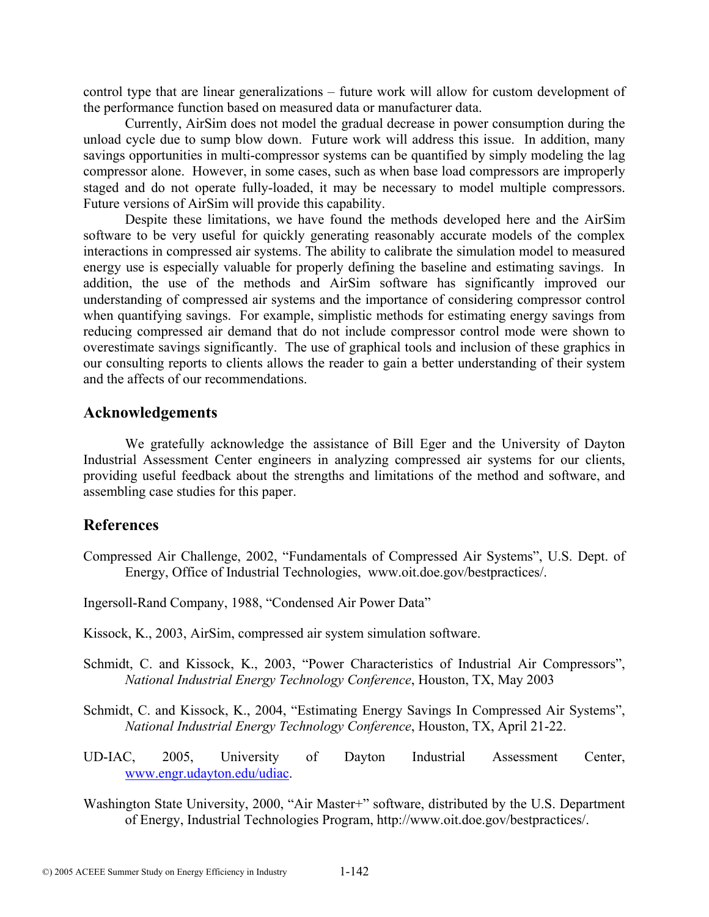control type that are linear generalizations – future work will allow for custom development of the performance function based on measured data or manufacturer data.

Currently, AirSim does not model the gradual decrease in power consumption during the unload cycle due to sump blow down. Future work will address this issue. In addition, many savings opportunities in multi-compressor systems can be quantified by simply modeling the lag compressor alone. However, in some cases, such as when base load compressors are improperly staged and do not operate fully-loaded, it may be necessary to model multiple compressors. Future versions of AirSim will provide this capability.

Despite these limitations, we have found the methods developed here and the AirSim software to be very useful for quickly generating reasonably accurate models of the complex interactions in compressed air systems. The ability to calibrate the simulation model to measured energy use is especially valuable for properly defining the baseline and estimating savings. In addition, the use of the methods and AirSim software has significantly improved our understanding of compressed air systems and the importance of considering compressor control when quantifying savings. For example, simplistic methods for estimating energy savings from reducing compressed air demand that do not include compressor control mode were shown to overestimate savings significantly. The use of graphical tools and inclusion of these graphics in our consulting reports to clients allows the reader to gain a better understanding of their system and the affects of our recommendations.

## Acknowledgements

We gratefully acknowledge the assistance of Bill Eger and the University of Dayton Industrial Assessment Center engineers in analyzing compressed air systems for our clients, providing useful feedback about the strengths and limitations of the method and software, and assembling case studies for this paper.

## References

Compressed Air Challenge, 2002, "Fundamentals of Compressed Air Systems", U.S. Dept. of Energy, Office of Industrial Technologies, www.oit.doe.gov/bestpractices/.

Ingersoll-Rand Company, 1988, "Condensed Air Power Data"

Kissock, K., 2003, AirSim, compressed air system simulation software.

Schmidt, C. and Kissock, K., 2003, "Power Characteristics of Industrial Air Compressors", *National Industrial Energy Technology Conference*, Houston, TX, May 2003

Schmidt, C. and Kissock, K., 2004, "Estimating Energy Savings In Compressed Air Systems", *National Industrial Energy Technology Conference*, Houston, TX, April 21-22.

UD-IAC, 2005, University of Dayton Industrial Assessment Center, www.engr.udayton.edu/udiac.

Washington State University, 2000, "Air Master+" software, distributed by the U.S. Department of Energy, Industrial Technologies Program, http://www.oit.doe.gov/bestpractices/.